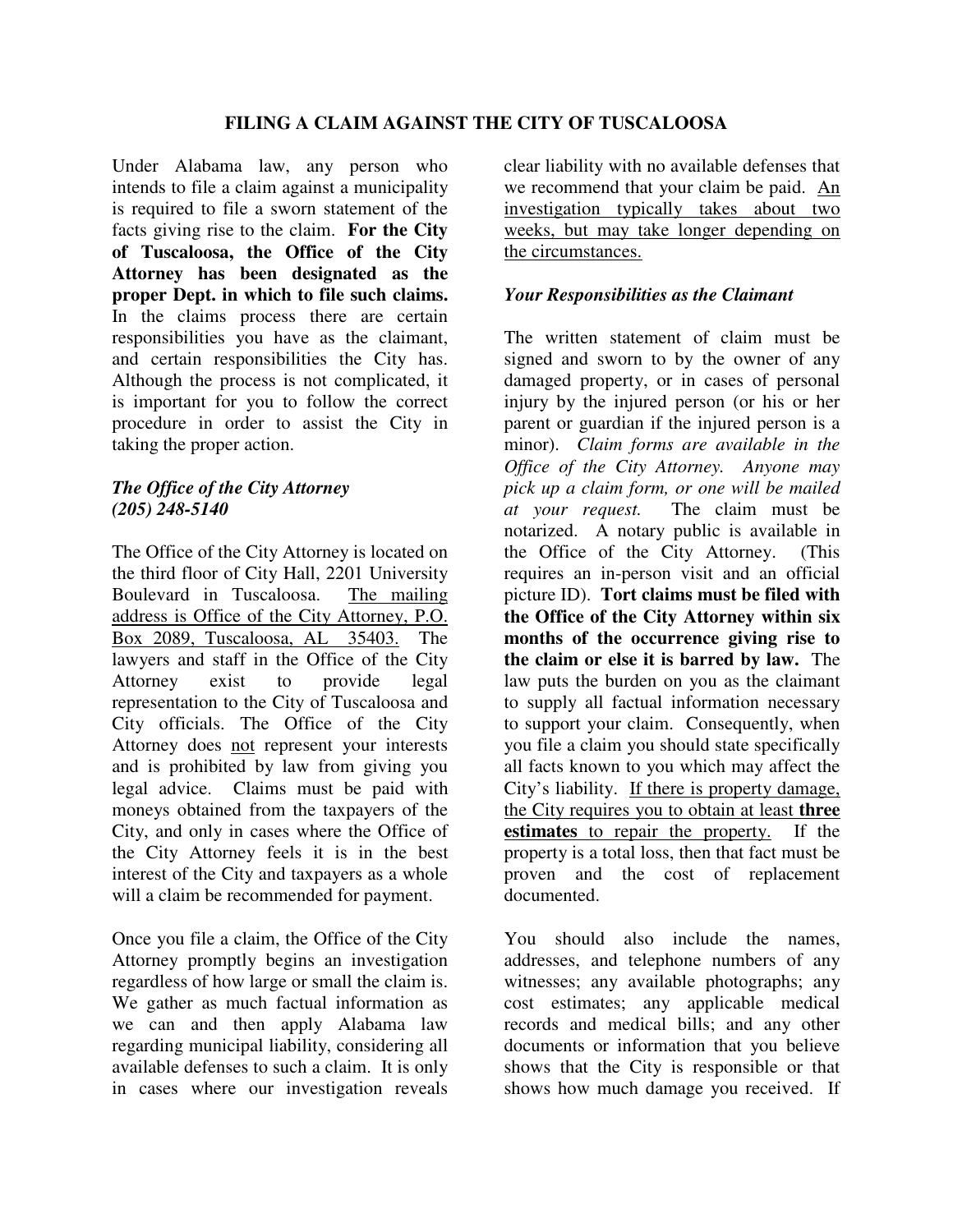# FILING A CLAIM AGAINST THE CITY OF TUSCALOOSA

Under Alabama law, any person who intends to file a claim against a municipality is required to file a sworn statement of the facts giving rise to the claim. **For the City of Tuscaloosa, the Office of the City Attorney has been designated as the proper Dept. in which to file such claims.** In the claims process there are certain responsibilities you have as the claimant, and certain responsibilities the City has. Although the process is not complicated, it is important for you to follow the correct procedure in order to assist the City in taking the proper action.

### *The Office of the City Attorney*
### *(205) 248-5140*

The Office of the City Attorney is located on the third floor of City Hall, 2201 University Boulevard in Tuscaloosa. <u>The mailing address is Office of the City Attorney, P.O. Box 2089, Tuscaloosa, AL 35403.</u> The lawyers and staff in the Office of the City Attorney exist to provide legal representation to the City of Tuscaloosa and City officials. The Office of the City Attorney does <u>not</u> represent your interests and is prohibited by law from giving you legal advice. Claims must be paid with moneys obtained from the taxpayers of the City, and only in cases where the Office of the City Attorney feels it is in the best interest of the City and taxpayers as a whole will a claim be recommended for payment.

Once you file a claim, the Office of the City Attorney promptly begins an investigation regardless of how large or small the claim is. We gather as much factual information as we can and then apply Alabama law regarding municipal liability, considering all available defenses to such a claim. It is only in cases where our investigation reveals clear liability with no available defenses that we recommend that your claim be paid. <u>An investigation typically takes about two weeks, but may take longer depending on the circumstances.</u>

### *Your Responsibilities as the Claimant*

The written statement of claim must be signed and sworn to by the owner of any damaged property, or in cases of personal injury by the injured person (or his or her parent or guardian if the injured person is a minor). *Claim forms are available in the Office of the City Attorney. Anyone may pick up a claim form, or one will be mailed at your request.* The claim must be notarized. A notary public is available in the Office of the City Attorney. (This requires an in-person visit and an official picture ID). **Tort claims must be filed with the Office of the City Attorney within six months of the occurrence giving rise to the claim or else it is barred by law.** The law puts the burden on you as the claimant to supply all factual information necessary to support your claim. Consequently, when you file a claim you should state specifically all facts known to you which may affect the City's liability. <u>If there is property damage, the City requires you to obtain at least **three** **estimates** to repair the property.</u> If the property is a total loss, then that fact must be proven and the cost of replacement documented.

You should also include the names, addresses, and telephone numbers of any witnesses; any available photographs; any cost estimates; any applicable medical records and medical bills; and any other documents or information that you believe shows that the City is responsible or that shows how much damage you received. If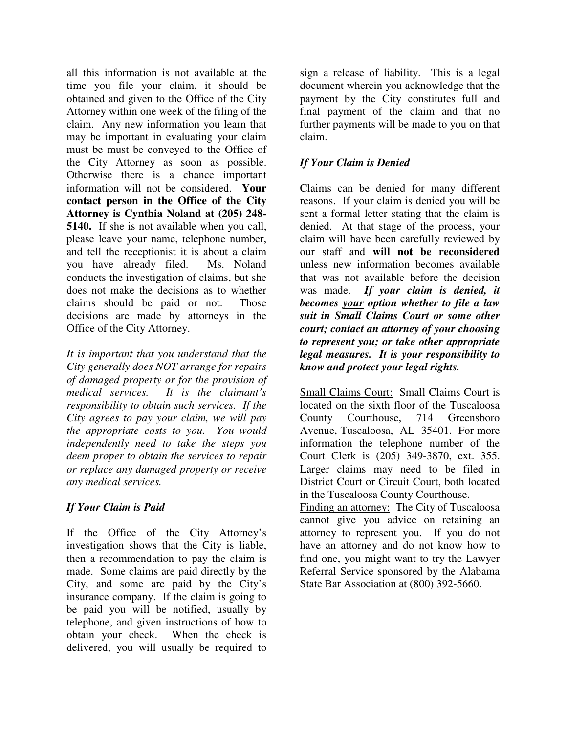all this information is not available at the time you file your claim, it should be obtained and given to the Office of the City Attorney within one week of the filing of the claim. Any new information you learn that may be important in evaluating your claim must be must be conveyed to the Office of the City Attorney as soon as possible. Otherwise there is a chance important information will not be considered. **Your contact person in the Office of the City Attorney is Cynthia Noland at (205) 248-5140.** If she is not available when you call, please leave your name, telephone number, and tell the receptionist it is about a claim you have already filed. Ms. Noland conducts the investigation of claims, but she does not make the decisions as to whether claims should be paid or not. Those decisions are made by attorneys in the Office of the City Attorney.

*It is important that you understand that the City generally does NOT arrange for repairs of damaged property or for the provision of medical services. It is the claimant's responsibility to obtain such services. If the City agrees to pay your claim, we will pay the appropriate costs to you. You would independently need to take the steps you deem proper to obtain the services to repair or replace any damaged property or receive any medical services.*

### *If Your Claim is Paid*

If the Office of the City Attorney's investigation shows that the City is liable, then a recommendation to pay the claim is made. Some claims are paid directly by the City, and some are paid by the City's insurance company. If the claim is going to be paid you will be notified, usually by telephone, and given instructions of how to obtain your check. When the check is delivered, you will usually be required to sign a release of liability. This is a legal document wherein you acknowledge that the payment by the City constitutes full and final payment of the claim and that no further payments will be made to you on that claim.

### *If Your Claim is Denied*

Claims can be denied for many different reasons. If your claim is denied you will be sent a formal letter stating that the claim is denied. At that stage of the process, your claim will have been carefully reviewed by our staff and **will not be reconsidered** unless new information becomes available that was not available before the decision was made. ***If your claim is denied, it becomes <u>your</u> option whether to file a law suit in Small Claims Court or some other court; contact an attorney of your choosing to represent you; or take other appropriate legal measures. It is your responsibility to know and protect your legal rights.***

<u>Small Claims Court:</u> Small Claims Court is located on the sixth floor of the Tuscaloosa County Courthouse, 714 Greensboro Avenue, Tuscaloosa, AL 35401. For more information the telephone number of the Court Clerk is (205) 349-3870, ext. 355. Larger claims may need to be filed in District Court or Circuit Court, both located in the Tuscaloosa County Courthouse.

<u>Finding an attorney:</u> The City of Tuscaloosa cannot give you advice on retaining an attorney to represent you. If you do not have an attorney and do not know how to find one, you might want to try the Lawyer Referral Service sponsored by the Alabama State Bar Association at (800) 392-5660.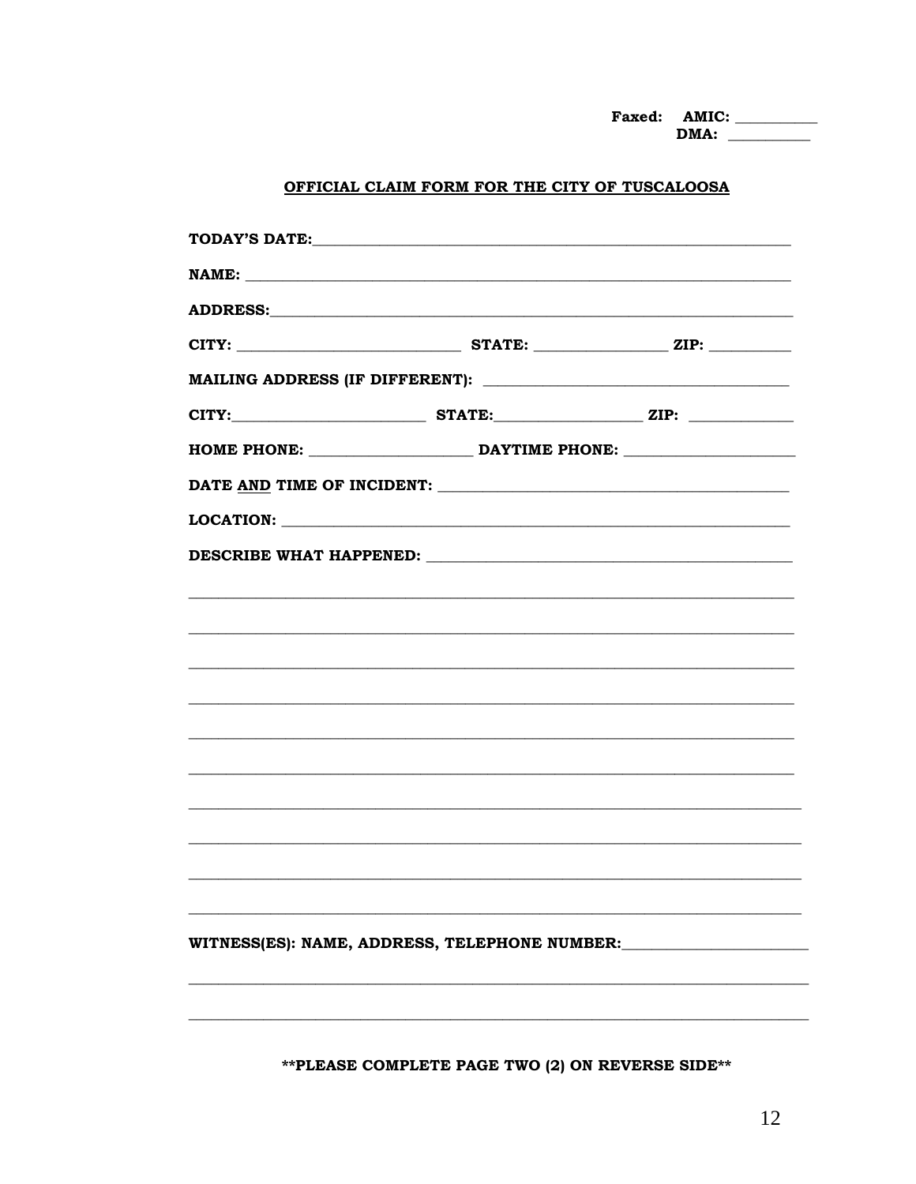**Faxed: AMIC: __________**
**DMA: __________**

## OFFICIAL CLAIM FORM FOR THE CITY OF TUSCALOOSA

**TODAY'S DATE:**_______________________________________________________________

**NAME:** _______________________________________________________________________

**ADDRESS:**_____________________________________________________________________

**CITY:** ____________________________ **STATE:** _________________ **ZIP:** __________

**MAILING ADDRESS (IF DIFFERENT):** ______________________________________

**CITY:**_________________________ **STATE:**__________________ **ZIP:** _____________

**HOME PHONE:** _____________________ **DAYTIME PHONE:** _____________________

**DATE AND TIME OF INCIDENT:** _____________________________________________

**LOCATION:** ___________________________________________________________________

**DESCRIBE WHAT HAPPENED:** _______________________________________________

_______________________________________________________________________________

_______________________________________________________________________________

_______________________________________________________________________________

_______________________________________________________________________________

_______________________________________________________________________________

_______________________________________________________________________________

_______________________________________________________________________________

_______________________________________________________________________________

_______________________________________________________________________________

_______________________________________________________________________________

**WITNESS(ES): NAME, ADDRESS, TELEPHONE NUMBER:**_______________________

_______________________________________________________________________________

_______________________________________________________________________________

**\*\*PLEASE COMPLETE PAGE TWO (2) ON REVERSE SIDE\*\***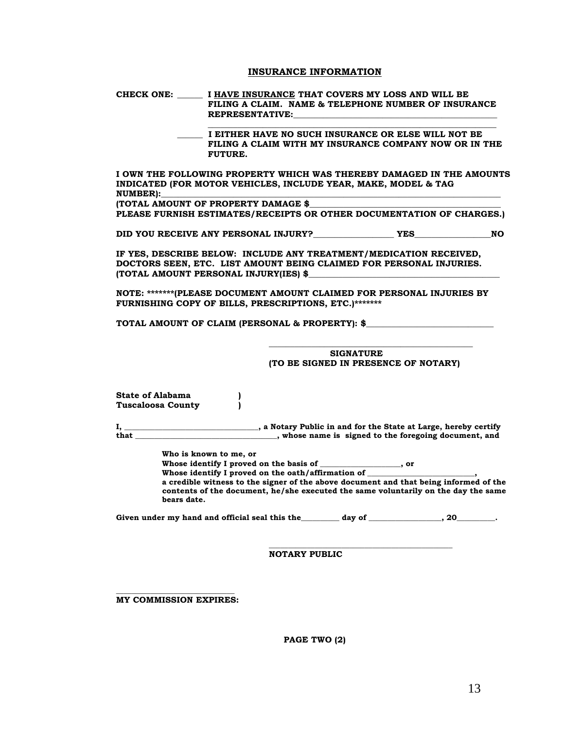## INSURANCE INFORMATION

**CHECK ONE: ______ I HAVE INSURANCE THAT COVERS MY LOSS AND WILL BE FILING A CLAIM. NAME & TELEPHONE NUMBER OF INSURANCE REPRESENTATIVE:__________________________________________________**

**__________________________________________________**

**______ I EITHER HAVE NO SUCH INSURANCE OR ELSE WILL NOT BE FILING A CLAIM WITH MY INSURANCE COMPANY NOW OR IN THE FUTURE.**

**I OWN THE FOLLOWING PROPERTY WHICH WAS THEREBY DAMAGED IN THE AMOUNTS INDICATED (FOR MOTOR VEHICLES, INCLUDE YEAR, MAKE, MODEL & TAG NUMBER):__________________________________________________**

**(TOTAL AMOUNT OF PROPERTY DAMAGE $__________________________________________________**

**PLEASE FURNISH ESTIMATES/RECEIPTS OR OTHER DOCUMENTATION OF CHARGES.)**

**DID YOU RECEIVE ANY PERSONAL INJURY?__________________ YES_________________NO**

**IF YES, DESCRIBE BELOW: INCLUDE ANY TREATMENT/MEDICATION RECEIVED, DOCTORS SEEN, ETC. LIST AMOUNT BEING CLAIMED FOR PERSONAL INJURIES. (TOTAL AMOUNT PERSONAL INJURY(IES) $__________________________________________________**

**NOTE: *******(PLEASE DOCUMENT AMOUNT CLAIMED FOR PERSONAL INJURIES BY FURNISHING COPY OF BILLS, PRESCRIPTIONS, ETC.)*******

**TOTAL AMOUNT OF CLAIM (PERSONAL & PROPERTY): $_____________________________**

__________________________________________________

**SIGNATURE**
**(TO BE SIGNED IN PRESENCE OF NOTARY)**

**State of Alabama )**
**Tuscaloosa County )**

**I, _________________________________, a Notary Public in and for the State at Large, hereby certify that __________________________________, whose name is signed to the foregoing document, and**

**Who is known to me, or**
**Whose identify I proved on the basis of ____________________, or**
**Whose identify I proved on the oath/affirmation of __________________________,**
**a credible witness to the signer of the above document and that being informed of the contents of the document, he/she executed the same voluntarily on the day the same bears date.**

**Given under my hand and official seal this the_________ day of __________________, 20_________.**

______________________________________________

**NOTARY PUBLIC**

____________________________

**MY COMMISSION EXPIRES:**

**PAGE TWO (2)**